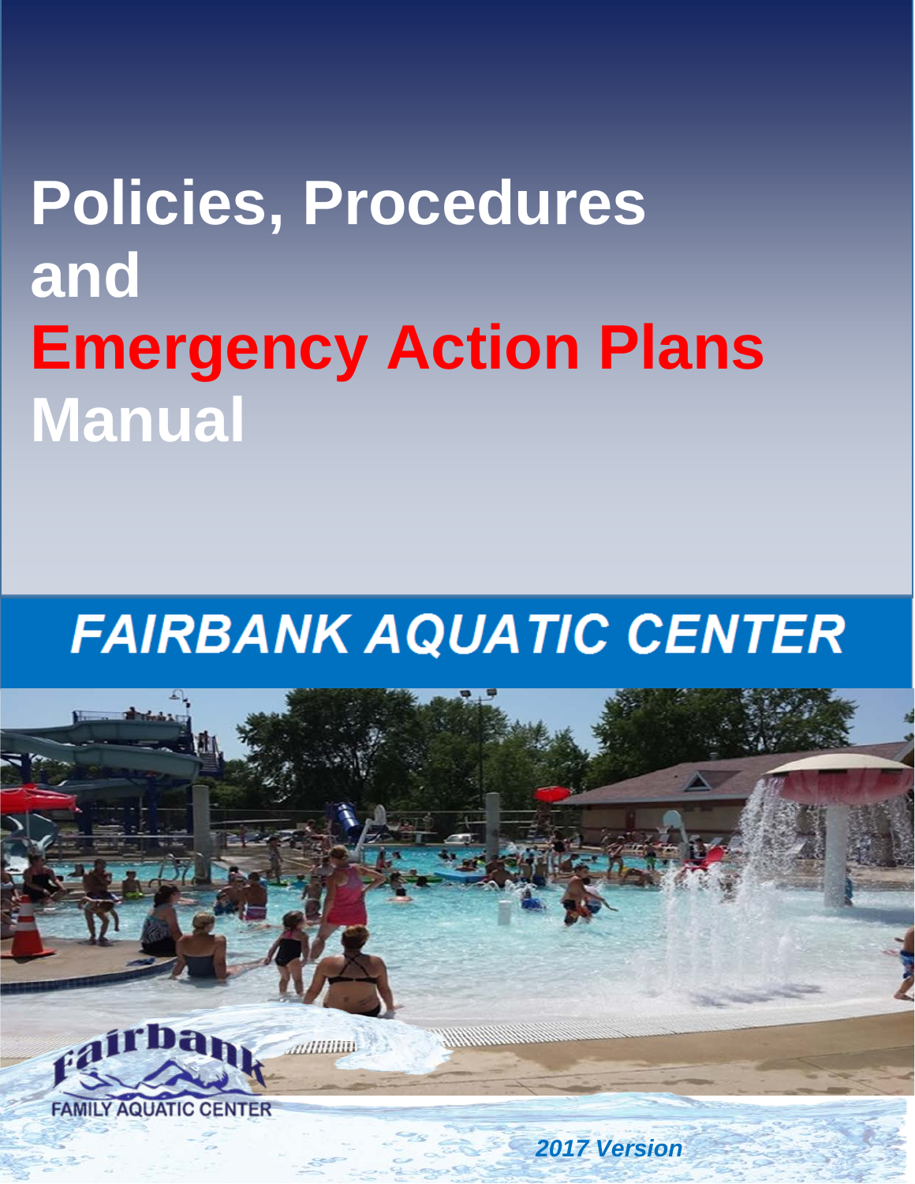# Policies, Procedures and Emergency Action Plans Manual

## FAIRBANK AQUATIC CENTER

Fairbank FAMILY AQUATIC CENTER

*2017 Version*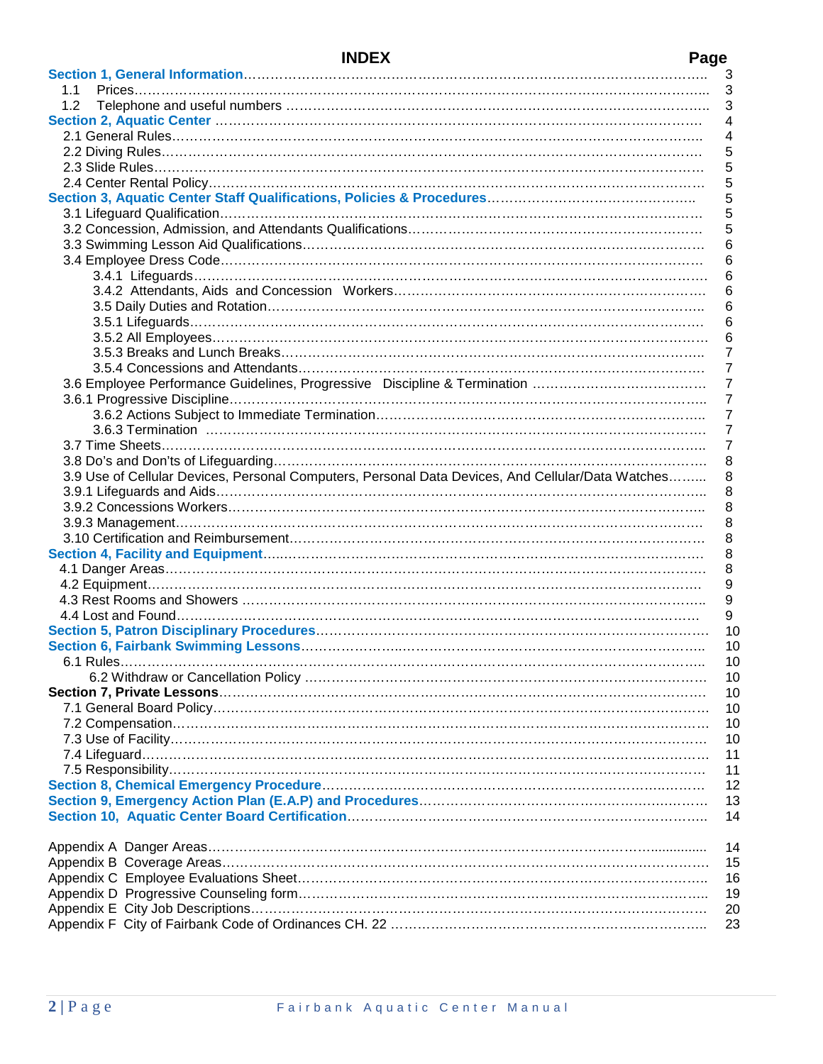# INDEX

| | Page |
|---|---|
| **Section 1, General Information** | 3 |
| 1.1 Prices | 3 |
| 1.2 Telephone and useful numbers | 3 |
| **Section 2, Aquatic Center** | 4 |
| 2.1 General Rules | 4 |
| 2.2 Diving Rules | 5 |
| 2.3 Slide Rules | 5 |
| 2.4 Center Rental Policy | 5 |
| **Section 3, Aquatic Center Staff Qualifications, Policies & Procedures** | 5 |
| 3.1 Lifeguard Qualification | 5 |
| 3.2 Concession, Admission, and Attendants Qualifications | 5 |
| 3.3 Swimming Lesson Aid Qualifications | 6 |
| 3.4 Employee Dress Code | 6 |
| 3.4.1 Lifeguards | 6 |
| 3.4.2 Attendants, Aids and Concession Workers | 6 |
| 3.5 Daily Duties and Rotation | 6 |
| 3.5.1 Lifeguards | 6 |
| 3.5.2 All Employees | 6 |
| 3.5.3 Breaks and Lunch Breaks | 7 |
| 3.5.4 Concessions and Attendants | 7 |
| 3.6 Employee Performance Guidelines, Progressive Discipline & Termination | 7 |
| 3.6.1 Progressive Discipline | 7 |
| 3.6.2 Actions Subject to Immediate Termination | 7 |
| 3.6.3 Termination | 7 |
| 3.7 Time Sheets | 7 |
| 3.8 Do's and Don'ts of Lifeguarding | 8 |
| 3.9 Use of Cellular Devices, Personal Computers, Personal Data Devices, And Cellular/Data Watches | 8 |
| 3.9.1 Lifeguards and Aids | 8 |
| 3.9.2 Concessions Workers | 8 |
| 3.9.3 Management | 8 |
| 3.10 Certification and Reimbursement | 8 |
| **Section 4, Facility and Equipment** | 8 |
| 4.1 Danger Areas | 8 |
| 4.2 Equipment | 9 |
| 4.3 Rest Rooms and Showers | 9 |
| 4.4 Lost and Found | 9 |
| **Section 5, Patron Disciplinary Procedures** | 10 |
| **Section 6, Fairbank Swimming Lessons** | 10 |
| 6.1 Rules | 10 |
| 6.2 Withdraw or Cancellation Policy | 10 |
| **Section 7, Private Lessons** | 10 |
| 7.1 General Board Policy | 10 |
| 7.2 Compensation | 10 |
| 7.3 Use of Facility | 10 |
| 7.4 Lifeguard | 11 |
| 7.5 Responsibility | 11 |
| **Section 8, Chemical Emergency Procedure** | 12 |
| **Section 9, Emergency Action Plan (E.A.P) and Procedures** | 13 |
| **Section 10, Aquatic Center Board Certification** | 14 |
| Appendix A Danger Areas | 14 |
| Appendix B Coverage Areas | 15 |
| Appendix C Employee Evaluations Sheet | 16 |
| Appendix D Progressive Counseling form | 19 |
| Appendix E City Job Descriptions | 20 |
| Appendix F City of Fairbank Code of Ordinances CH. 22 | 23 |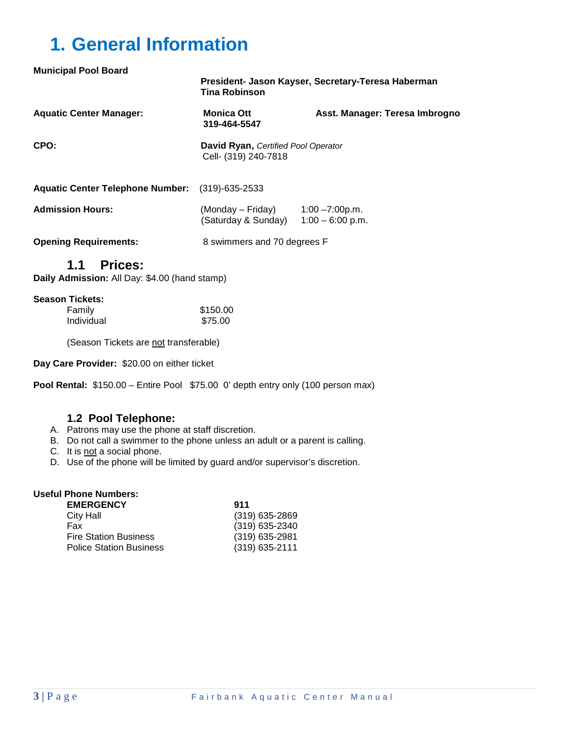# 1. General Information

| | | |
|---|---|---|
| **Municipal Pool Board** | **President- Jason Kayser, Secretary-Teresa Haberman Tina Robinson** | |
| **Aquatic Center Manager:** | **Monica Ott 319-464-5547** | **Asst. Manager: Teresa Imbrogno** |
| **CPO:** | **David Ryan,** *Certified Pool Operator* Cell- (319) 240-7818 | |
| **Aquatic Center Telephone Number:** | (319)-635-2533 | |
| **Admission Hours:** | (Monday – Friday) | 1:00 –7:00p.m. |
| | (Saturday & Sunday) | 1:00 – 6:00 p.m. |
| **Opening Requirements:** | 8 swimmers and 70 degrees F | |

## 1.1 Prices:

**Daily Admission:** All Day: $4.00 (hand stamp)

**Season Tickets:**

| | |
|---|---|
| Family | $150.00 |
| Individual | $75.00 |

(Season Tickets are not transferable)

**Day Care Provider:** $20.00 on either ticket

**Pool Rental:** $150.00 – Entire Pool $75.00 0' depth entry only (100 person max)

## 1.2 Pool Telephone:

A. Patrons may use the phone at staff discretion.
B. Do not call a swimmer to the phone unless an adult or a parent is calling.
C. It is not a social phone.
D. Use of the phone will be limited by guard and/or supervisor's discretion.

**Useful Phone Numbers:**

| | |
|---|---|
| **EMERGENCY** | **911** |
| City Hall | (319) 635-2869 |
| Fax | (319) 635-2340 |
| Fire Station Business | (319) 635-2981 |
| Police Station Business | (319) 635-2111 |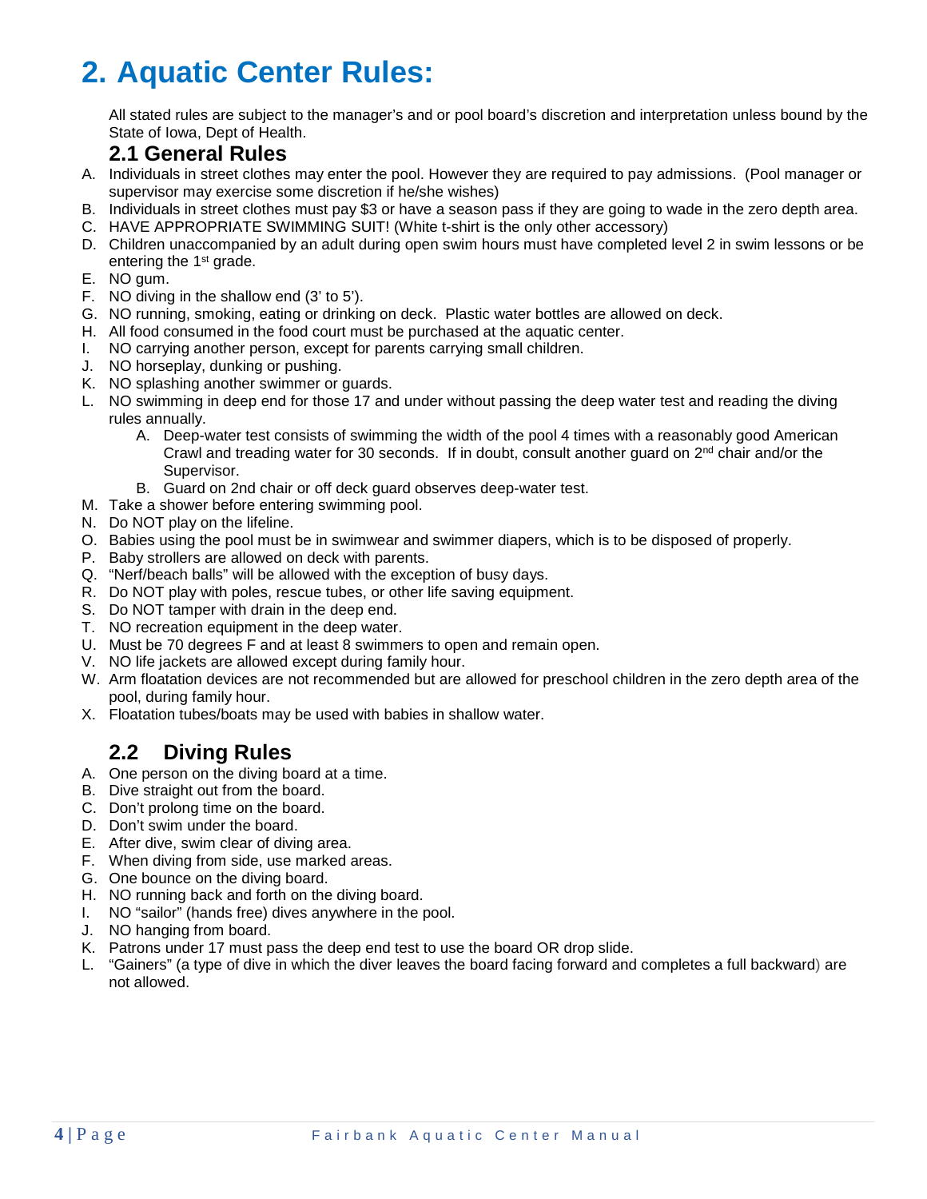# 2. Aquatic Center Rules:

All stated rules are subject to the manager's and or pool board's discretion and interpretation unless bound by the State of Iowa, Dept of Health.

## 2.1 General Rules

A. Individuals in street clothes may enter the pool. However they are required to pay admissions. (Pool manager or supervisor may exercise some discretion if he/she wishes)
B. Individuals in street clothes must pay $3 or have a season pass if they are going to wade in the zero depth area.
C. HAVE APPROPRIATE SWIMMING SUIT! (White t-shirt is the only other accessory)
D. Children unaccompanied by an adult during open swim hours must have completed level 2 in swim lessons or be entering the 1st grade.
E. NO gum.
F. NO diving in the shallow end (3' to 5').
G. NO running, smoking, eating or drinking on deck. Plastic water bottles are allowed on deck.
H. All food consumed in the food court must be purchased at the aquatic center.
I. NO carrying another person, except for parents carrying small children.
J. NO horseplay, dunking or pushing.
K. NO splashing another swimmer or guards.
L. NO swimming in deep end for those 17 and under without passing the deep water test and reading the diving rules annually.
    A. Deep-water test consists of swimming the width of the pool 4 times with a reasonably good American Crawl and treading water for 30 seconds. If in doubt, consult another guard on 2nd chair and/or the Supervisor.
    B. Guard on 2nd chair or off deck guard observes deep-water test.
M. Take a shower before entering swimming pool.
N. Do NOT play on the lifeline.
O. Babies using the pool must be in swimwear and swimmer diapers, which is to be disposed of properly.
P. Baby strollers are allowed on deck with parents.
Q. "Nerf/beach balls" will be allowed with the exception of busy days.
R. Do NOT play with poles, rescue tubes, or other life saving equipment.
S. Do NOT tamper with drain in the deep end.
T. NO recreation equipment in the deep water.
U. Must be 70 degrees F and at least 8 swimmers to open and remain open.
V. NO life jackets are allowed except during family hour.
W. Arm floatation devices are not recommended but are allowed for preschool children in the zero depth area of the pool, during family hour.
X. Floatation tubes/boats may be used with babies in shallow water.

## 2.2 Diving Rules

A. One person on the diving board at a time.
B. Dive straight out from the board.
C. Don't prolong time on the board.
D. Don't swim under the board.
E. After dive, swim clear of diving area.
F. When diving from side, use marked areas.
G. One bounce on the diving board.
H. NO running back and forth on the diving board.
I. NO "sailor" (hands free) dives anywhere in the pool.
J. NO hanging from board.
K. Patrons under 17 must pass the deep end test to use the board OR drop slide.
L. "Gainers" (a type of dive in which the diver leaves the board facing forward and completes a full backward) are not allowed.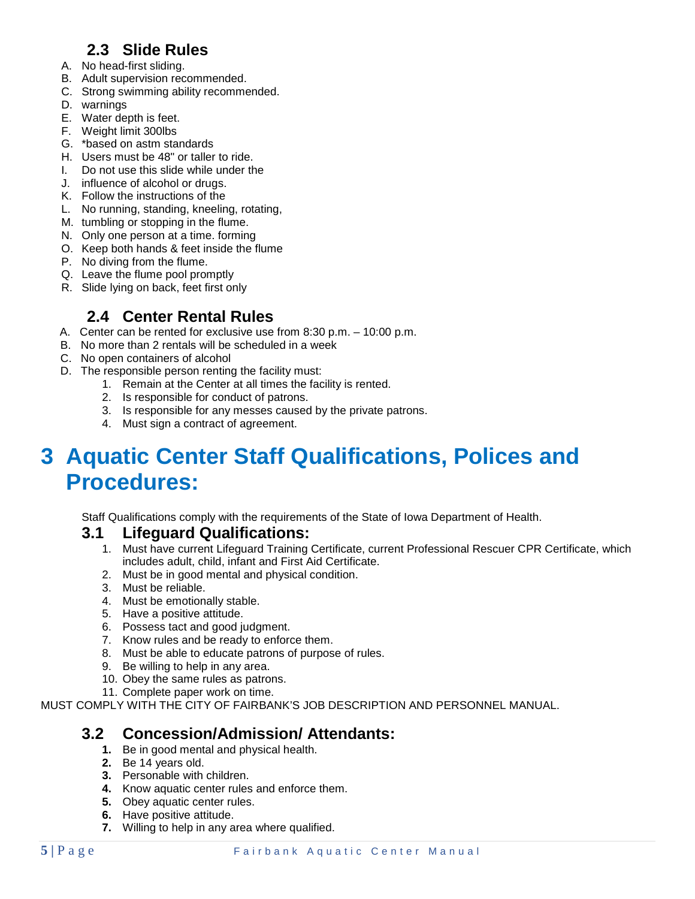### 2.3 Slide Rules

A. No head-first sliding.
B. Adult supervision recommended.
C. Strong swimming ability recommended.
D. warnings
E. Water depth is feet.
F. Weight limit 300lbs
G. *based on astm standards
H. Users must be 48" or taller to ride.
I. Do not use this slide while under the
J. influence of alcohol or drugs.
K. Follow the instructions of the
L. No running, standing, kneeling, rotating,
M. tumbling or stopping in the flume.
N. Only one person at a time. forming
O. Keep both hands & feet inside the flume
P. No diving from the flume.
Q. Leave the flume pool promptly
R. Slide lying on back, feet first only

### 2.4 Center Rental Rules

A. Center can be rented for exclusive use from 8:30 p.m. – 10:00 p.m.
B. No more than 2 rentals will be scheduled in a week
C. No open containers of alcohol
D. The responsible person renting the facility must:
   1. Remain at the Center at all times the facility is rented.
   2. Is responsible for conduct of patrons.
   3. Is responsible for any messes caused by the private patrons.
   4. Must sign a contract of agreement.

# 3 Aquatic Center Staff Qualifications, Polices and Procedures:

Staff Qualifications comply with the requirements of the State of Iowa Department of Health.

## 3.1 Lifeguard Qualifications:

1. Must have current Lifeguard Training Certificate, current Professional Rescuer CPR Certificate, which includes adult, child, infant and First Aid Certificate.
2. Must be in good mental and physical condition.
3. Must be reliable.
4. Must be emotionally stable.
5. Have a positive attitude.
6. Possess tact and good judgment.
7. Know rules and be ready to enforce them.
8. Must be able to educate patrons of purpose of rules.
9. Be willing to help in any area.
10. Obey the same rules as patrons.
11. Complete paper work on time.

MUST COMPLY WITH THE CITY OF FAIRBANK'S JOB DESCRIPTION AND PERSONNEL MANUAL.

## 3.2 Concession/Admission/ Attendants:

**1.** Be in good mental and physical health.
**2.** Be 14 years old.
**3.** Personable with children.
**4.** Know aquatic center rules and enforce them.
**5.** Obey aquatic center rules.
**6.** Have positive attitude.
**7.** Willing to help in any area where qualified.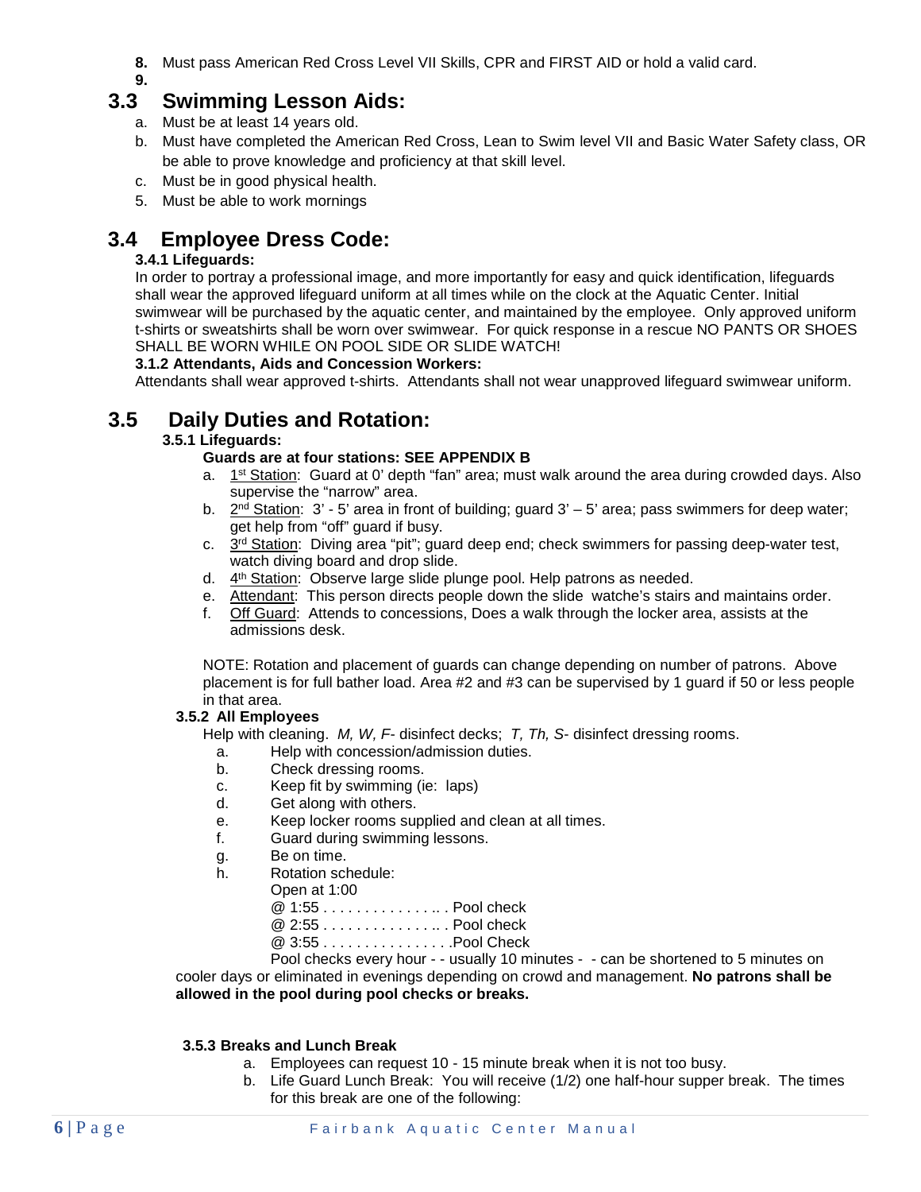8. Must pass American Red Cross Level VII Skills, CPR and FIRST AID or hold a valid card.
9.

## 3.3 Swimming Lesson Aids:

a. Must be at least 14 years old.
b. Must have completed the American Red Cross, Lean to Swim level VII and Basic Water Safety class, OR be able to prove knowledge and proficiency at that skill level.
c. Must be in good physical health.
5. Must be able to work mornings

## 3.4 Employee Dress Code:

### 3.4.1 Lifeguards:

In order to portray a professional image, and more importantly for easy and quick identification, lifeguards shall wear the approved lifeguard uniform at all times while on the clock at the Aquatic Center. Initial swimwear will be purchased by the aquatic center, and maintained by the employee. Only approved uniform t-shirts or sweatshirts shall be worn over swimwear. For quick response in a rescue NO PANTS OR SHOES SHALL BE WORN WHILE ON POOL SIDE OR SLIDE WATCH!

### 3.1.2 Attendants, Aids and Concession Workers:

Attendants shall wear approved t-shirts. Attendants shall not wear unapproved lifeguard swimwear uniform.

## 3.5 Daily Duties and Rotation:

### 3.5.1 Lifeguards:

**Guards are at four stations: SEE APPENDIX B**

a. 1st Station: Guard at 0' depth "fan" area; must walk around the area during crowded days. Also supervise the "narrow" area.
b. 2nd Station: 3' - 5' area in front of building; guard 3' – 5' area; pass swimmers for deep water; get help from "off" guard if busy.
c. 3rd Station: Diving area "pit"; guard deep end; check swimmers for passing deep-water test, watch diving board and drop slide.
d. 4th Station: Observe large slide plunge pool. Help patrons as needed.
e. Attendant: This person directs people down the slide watche's stairs and maintains order.
f. Off Guard: Attends to concessions, Does a walk through the locker area, assists at the admissions desk.

NOTE: Rotation and placement of guards can change depending on number of patrons. Above placement is for full bather load. Area #2 and #3 can be supervised by 1 guard if 50 or less people in that area.

### 3.5.2 All Employees

Help with cleaning. *M, W, F*- disinfect decks; *T, Th, S*- disinfect dressing rooms.

a. Help with concession/admission duties.
b. Check dressing rooms.
c. Keep fit by swimming (ie: laps)
d. Get along with others.
e. Keep locker rooms supplied and clean at all times.
f. Guard during swimming lessons.
g. Be on time.
h. Rotation schedule:
   Open at 1:00
   @ 1:55 . . . . . . . . . . . . . .. . Pool check
   @ 2:55 . . . . . . . . . . . . . .. . Pool check
   @ 3:55 . . . . . . . . . . . . . . . .Pool Check
   Pool checks every hour - - usually 10 minutes - - can be shortened to 5 minutes on

cooler days or eliminated in evenings depending on crowd and management. **No patrons shall be allowed in the pool during pool checks or breaks.**

### 3.5.3 Breaks and Lunch Break

a. Employees can request 10 - 15 minute break when it is not too busy.
b. Life Guard Lunch Break: You will receive (1/2) one half-hour supper break. The times for this break are one of the following: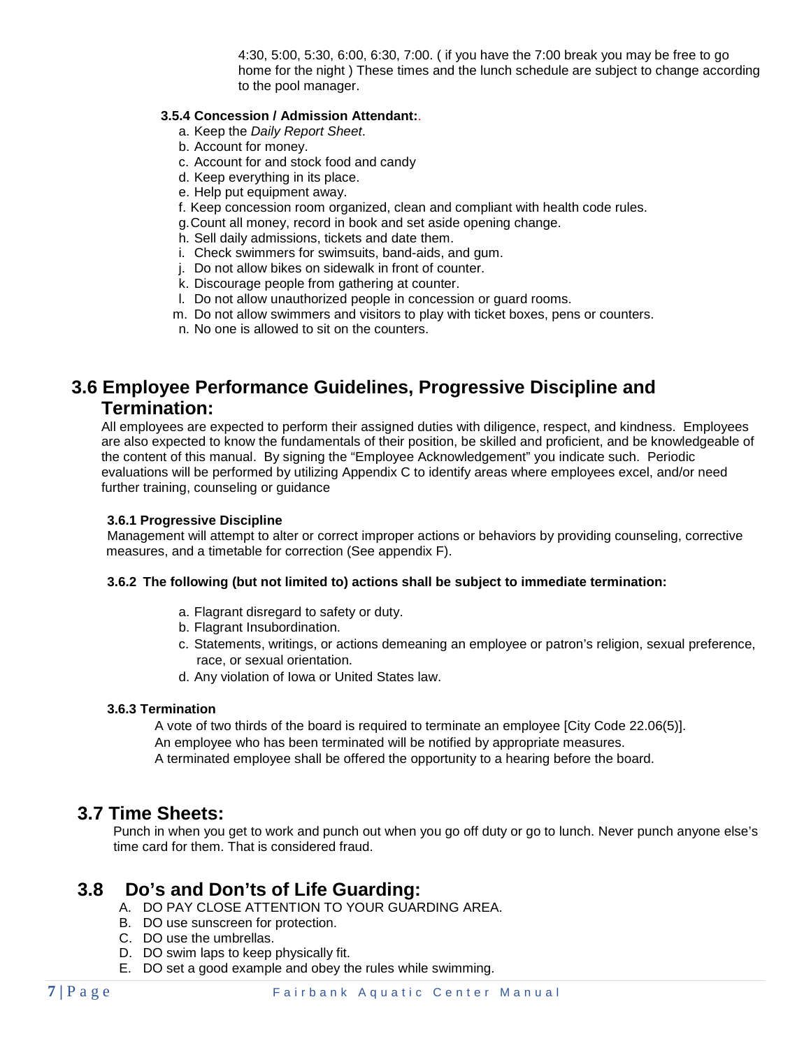4:30, 5:00, 5:30, 6:00, 6:30, 7:00. ( if you have the 7:00 break you may be free to go home for the night ) These times and the lunch schedule are subject to change according to the pool manager.

#### 3.5.4 Concession / Admission Attendant:.

a. Keep the *Daily Report Sheet*.
b. Account for money.
c. Account for and stock food and candy
d. Keep everything in its place.
e. Help put equipment away.
f. Keep concession room organized, clean and compliant with health code rules.
g. Count all money, record in book and set aside opening change.
h. Sell daily admissions, tickets and date them.
i. Check swimmers for swimsuits, band-aids, and gum.
j. Do not allow bikes on sidewalk in front of counter.
k. Discourage people from gathering at counter.
l. Do not allow unauthorized people in concession or guard rooms.
m. Do not allow swimmers and visitors to play with ticket boxes, pens or counters.
n. No one is allowed to sit on the counters.

## 3.6 Employee Performance Guidelines, Progressive Discipline and Termination:

All employees are expected to perform their assigned duties with diligence, respect, and kindness. Employees are also expected to know the fundamentals of their position, be skilled and proficient, and be knowledgeable of the content of this manual. By signing the "Employee Acknowledgement" you indicate such. Periodic evaluations will be performed by utilizing Appendix C to identify areas where employees excel, and/or need further training, counseling or guidance

#### 3.6.1 Progressive Discipline

Management will attempt to alter or correct improper actions or behaviors by providing counseling, corrective measures, and a timetable for correction (See appendix F).

#### 3.6.2 The following (but not limited to) actions shall be subject to immediate termination:

a. Flagrant disregard to safety or duty.
b. Flagrant Insubordination.
c. Statements, writings, or actions demeaning an employee or patron's religion, sexual preference, race, or sexual orientation.
d. Any violation of Iowa or United States law.

#### 3.6.3 Termination

A vote of two thirds of the board is required to terminate an employee [City Code 22.06(5)].
An employee who has been terminated will be notified by appropriate measures.
A terminated employee shall be offered the opportunity to a hearing before the board.

## 3.7 Time Sheets:

Punch in when you get to work and punch out when you go off duty or go to lunch. Never punch anyone else's time card for them. That is considered fraud.

## 3.8 Do's and Don'ts of Life Guarding:

A. DO PAY CLOSE ATTENTION TO YOUR GUARDING AREA.
B. DO use sunscreen for protection.
C. DO use the umbrellas.
D. DO swim laps to keep physically fit.
E. DO set a good example and obey the rules while swimming.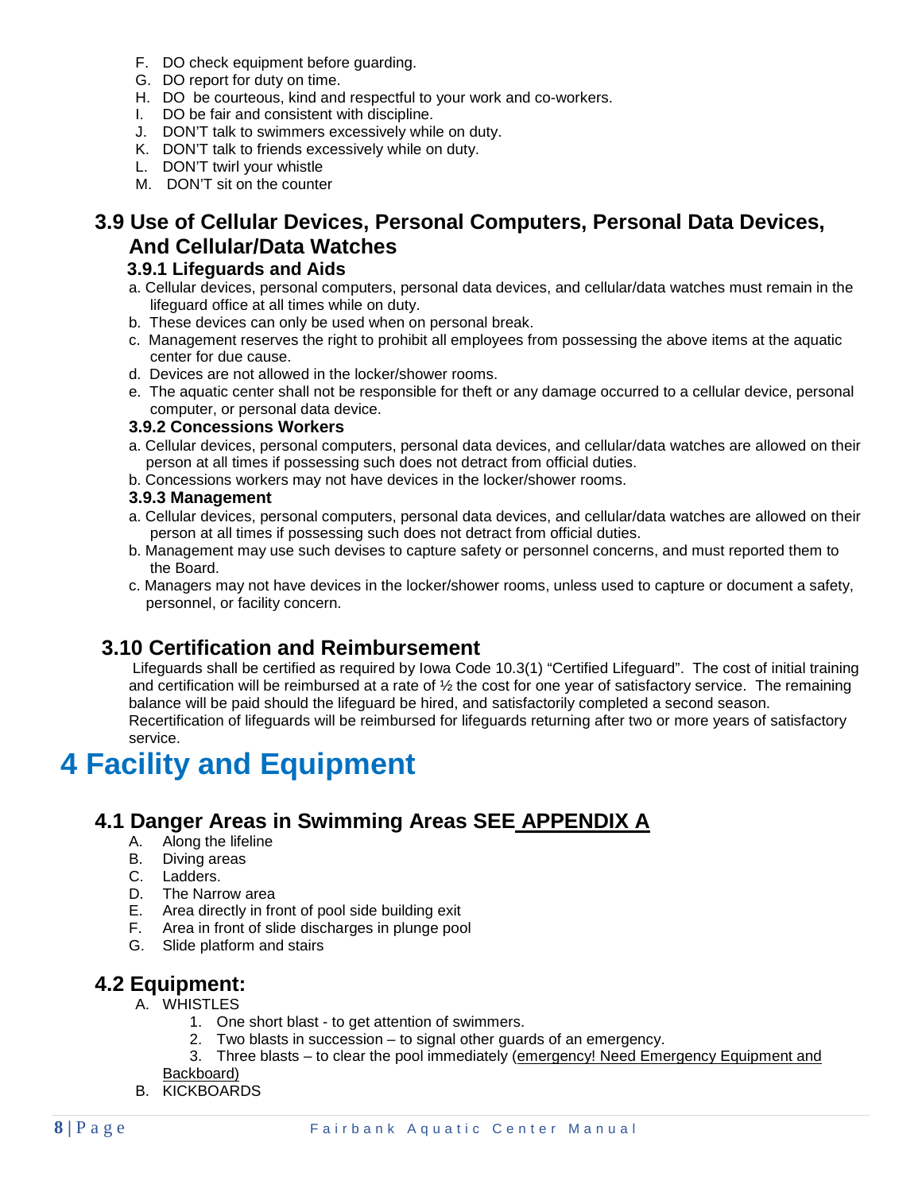F. DO check equipment before guarding.
G. DO report for duty on time.
H. DO be courteous, kind and respectful to your work and co-workers.
I. DO be fair and consistent with discipline.
J. DON'T talk to swimmers excessively while on duty.
K. DON'T talk to friends excessively while on duty.
L. DON'T twirl your whistle
M. DON'T sit on the counter

## 3.9 Use of Cellular Devices, Personal Computers, Personal Data Devices, And Cellular/Data Watches

### 3.9.1 Lifeguards and Aids

a. Cellular devices, personal computers, personal data devices, and cellular/data watches must remain in the lifeguard office at all times while on duty.
b. These devices can only be used when on personal break.
c. Management reserves the right to prohibit all employees from possessing the above items at the aquatic center for due cause.
d. Devices are not allowed in the locker/shower rooms.
e. The aquatic center shall not be responsible for theft or any damage occurred to a cellular device, personal computer, or personal data device.

### 3.9.2 Concessions Workers

a. Cellular devices, personal computers, personal data devices, and cellular/data watches are allowed on their person at all times if possessing such does not detract from official duties.
b. Concessions workers may not have devices in the locker/shower rooms.

### 3.9.3 Management

a. Cellular devices, personal computers, personal data devices, and cellular/data watches are allowed on their person at all times if possessing such does not detract from official duties.
b. Management may use such devises to capture safety or personnel concerns, and must reported them to the Board.
c. Managers may not have devices in the locker/shower rooms, unless used to capture or document a safety, personnel, or facility concern.

## 3.10 Certification and Reimbursement

Lifeguards shall be certified as required by Iowa Code 10.3(1) "Certified Lifeguard". The cost of initial training and certification will be reimbursed at a rate of ½ the cost for one year of satisfactory service. The remaining balance will be paid should the lifeguard be hired, and satisfactorily completed a second season. Recertification of lifeguards will be reimbursed for lifeguards returning after two or more years of satisfactory service.

# 4 Facility and Equipment

## 4.1 Danger Areas in Swimming Areas SEE APPENDIX A

A. Along the lifeline
B. Diving areas
C. Ladders.
D. The Narrow area
E. Area directly in front of pool side building exit
F. Area in front of slide discharges in plunge pool
G. Slide platform and stairs

## 4.2 Equipment:

A. WHISTLES
   1. One short blast - to get attention of swimmers.
   2. Two blasts in succession – to signal other guards of an emergency.
   3. Three blasts – to clear the pool immediately (emergency! Need Emergency Equipment and Backboard)
B. KICKBOARDS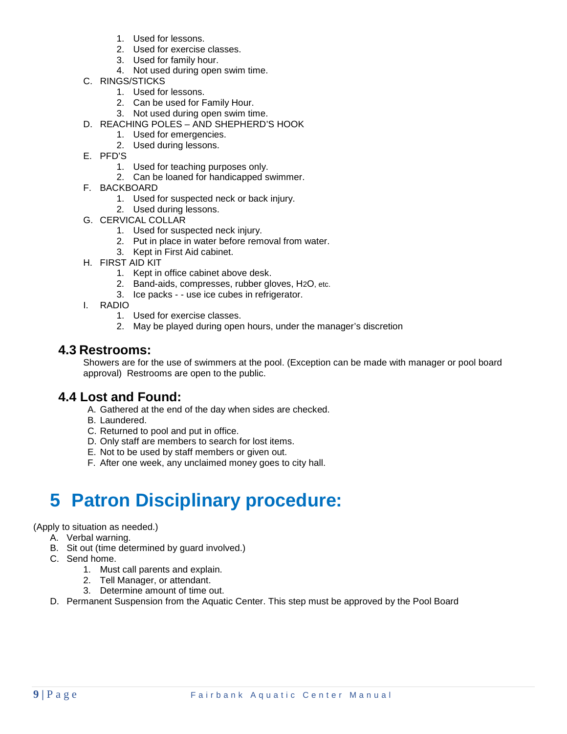1. Used for lessons.
2. Used for exercise classes.
3. Used for family hour.
4. Not used during open swim time.

C. RINGS/STICKS
1. Used for lessons.
2. Can be used for Family Hour.
3. Not used during open swim time.

D. REACHING POLES – AND SHEPHERD'S HOOK
1. Used for emergencies.
2. Used during lessons.

E. PFD'S
1. Used for teaching purposes only.
2. Can be loaned for handicapped swimmer.

F. BACKBOARD
1. Used for suspected neck or back injury.
2. Used during lessons.

G. CERVICAL COLLAR
1. Used for suspected neck injury.
2. Put in place in water before removal from water.
3. Kept in First Aid cabinet.

H. FIRST AID KIT
1. Kept in office cabinet above desk.
2. Band-aids, compresses, rubber gloves, $H_2O$, etc.
3. Ice packs - - use ice cubes in refrigerator.

I. RADIO
1. Used for exercise classes.
2. May be played during open hours, under the manager's discretion

## 4.3 Restrooms:

Showers are for the use of swimmers at the pool. (Exception can be made with manager or pool board approval) Restrooms are open to the public.

## 4.4 Lost and Found:

A. Gathered at the end of the day when sides are checked.
B. Laundered.
C. Returned to pool and put in office.
D. Only staff are members to search for lost items.
E. Not to be used by staff members or given out.
F. After one week, any unclaimed money goes to city hall.

# 5 Patron Disciplinary procedure:

(Apply to situation as needed.)

A. Verbal warning.
B. Sit out (time determined by guard involved.)
C. Send home.
   1. Must call parents and explain.
   2. Tell Manager, or attendant.
   3. Determine amount of time out.
D. Permanent Suspension from the Aquatic Center. This step must be approved by the Pool Board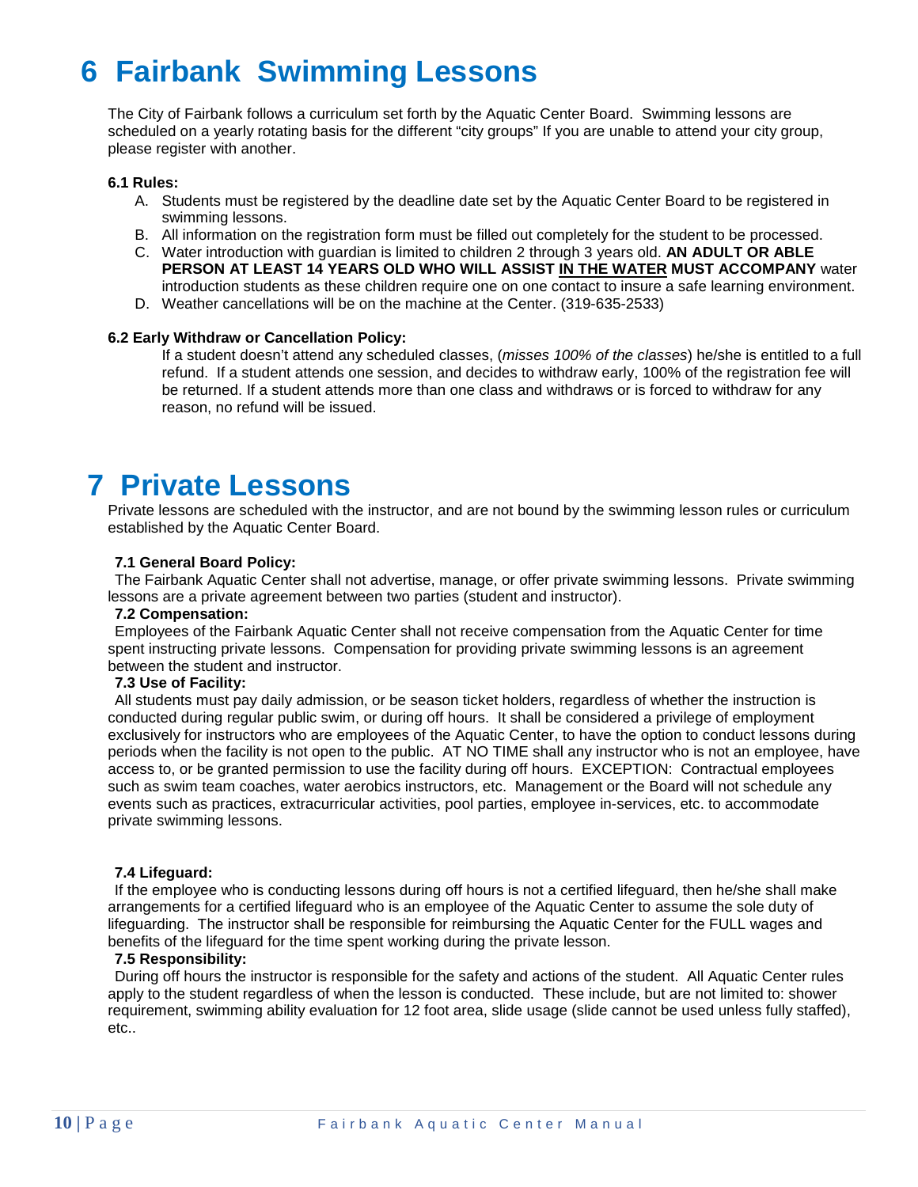# 6 Fairbank Swimming Lessons

The City of Fairbank follows a curriculum set forth by the Aquatic Center Board. Swimming lessons are scheduled on a yearly rotating basis for the different "city groups" If you are unable to attend your city group, please register with another.

**6.1 Rules:**

A. Students must be registered by the deadline date set by the Aquatic Center Board to be registered in swimming lessons.
B. All information on the registration form must be filled out completely for the student to be processed.
C. Water introduction with guardian is limited to children 2 through 3 years old. **AN ADULT OR ABLE PERSON AT LEAST 14 YEARS OLD WHO WILL ASSIST <u>IN THE WATER</u> MUST ACCOMPANY** water introduction students as these children require one on one contact to insure a safe learning environment.
D. Weather cancellations will be on the machine at the Center. (319-635-2533)

**6.2 Early Withdraw or Cancellation Policy:**

If a student doesn't attend any scheduled classes, (*misses 100% of the classes*) he/she is entitled to a full refund. If a student attends one session, and decides to withdraw early, 100% of the registration fee will be returned. If a student attends more than one class and withdraws or is forced to withdraw for any reason, no refund will be issued.

# 7 Private Lessons

Private lessons are scheduled with the instructor, and are not bound by the swimming lesson rules or curriculum established by the Aquatic Center Board.

**7.1 General Board Policy:**

The Fairbank Aquatic Center shall not advertise, manage, or offer private swimming lessons. Private swimming lessons are a private agreement between two parties (student and instructor).

**7.2 Compensation:**

Employees of the Fairbank Aquatic Center shall not receive compensation from the Aquatic Center for time spent instructing private lessons. Compensation for providing private swimming lessons is an agreement between the student and instructor.

**7.3 Use of Facility:**

All students must pay daily admission, or be season ticket holders, regardless of whether the instruction is conducted during regular public swim, or during off hours. It shall be considered a privilege of employment exclusively for instructors who are employees of the Aquatic Center, to have the option to conduct lessons during periods when the facility is not open to the public. AT NO TIME shall any instructor who is not an employee, have access to, or be granted permission to use the facility during off hours. EXCEPTION: Contractual employees such as swim team coaches, water aerobics instructors, etc. Management or the Board will not schedule any events such as practices, extracurricular activities, pool parties, employee in-services, etc. to accommodate private swimming lessons.

**7.4 Lifeguard:**

If the employee who is conducting lessons during off hours is not a certified lifeguard, then he/she shall make arrangements for a certified lifeguard who is an employee of the Aquatic Center to assume the sole duty of lifeguarding. The instructor shall be responsible for reimbursing the Aquatic Center for the FULL wages and benefits of the lifeguard for the time spent working during the private lesson.

**7.5 Responsibility:**

During off hours the instructor is responsible for the safety and actions of the student. All Aquatic Center rules apply to the student regardless of when the lesson is conducted. These include, but are not limited to: shower requirement, swimming ability evaluation for 12 foot area, slide usage (slide cannot be used unless fully staffed), etc..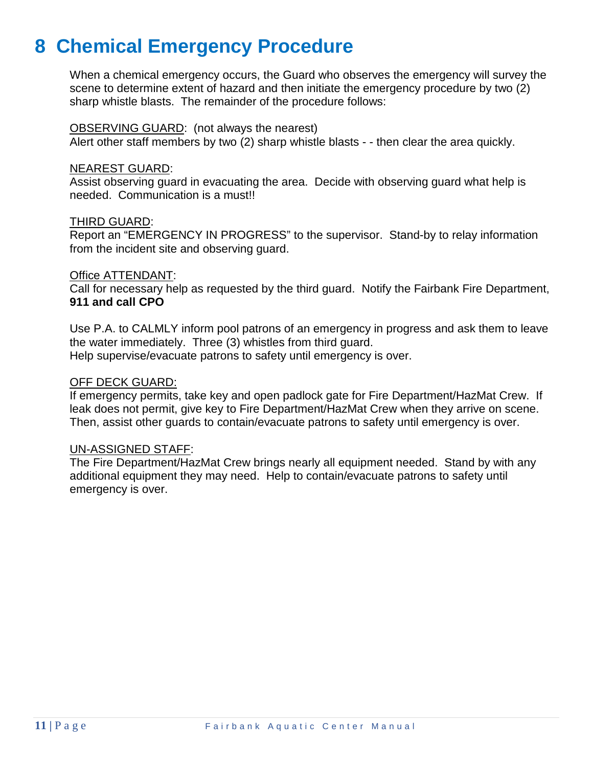# 8 Chemical Emergency Procedure

When a chemical emergency occurs, the Guard who observes the emergency will survey the scene to determine extent of hazard and then initiate the emergency procedure by two (2) sharp whistle blasts. The remainder of the procedure follows:

OBSERVING GUARD: (not always the nearest)
Alert other staff members by two (2) sharp whistle blasts - - then clear the area quickly.

NEAREST GUARD:
Assist observing guard in evacuating the area. Decide with observing guard what help is needed. Communication is a must!!

THIRD GUARD:
Report an "EMERGENCY IN PROGRESS" to the supervisor. Stand-by to relay information from the incident site and observing guard.

Office ATTENDANT:
Call for necessary help as requested by the third guard. Notify the Fairbank Fire Department, **911 and call CPO**

Use P.A. to CALMLY inform pool patrons of an emergency in progress and ask them to leave the water immediately. Three (3) whistles from third guard.
Help supervise/evacuate patrons to safety until emergency is over.

OFF DECK GUARD:
If emergency permits, take key and open padlock gate for Fire Department/HazMat Crew. If leak does not permit, give key to Fire Department/HazMat Crew when they arrive on scene. Then, assist other guards to contain/evacuate patrons to safety until emergency is over.

UN-ASSIGNED STAFF:
The Fire Department/HazMat Crew brings nearly all equipment needed. Stand by with any additional equipment they may need. Help to contain/evacuate patrons to safety until emergency is over.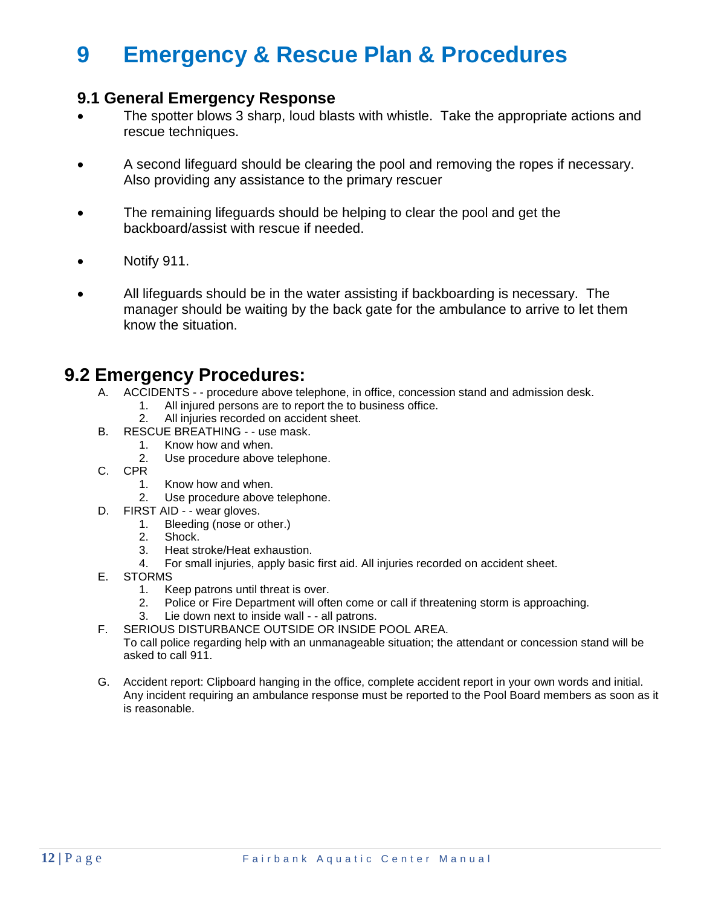# 9 Emergency & Rescue Plan & Procedures

## 9.1 General Emergency Response

- The spotter blows 3 sharp, loud blasts with whistle. Take the appropriate actions and rescue techniques.
- A second lifeguard should be clearing the pool and removing the ropes if necessary. Also providing any assistance to the primary rescuer
- The remaining lifeguards should be helping to clear the pool and get the backboard/assist with rescue if needed.
- Notify 911.
- All lifeguards should be in the water assisting if backboarding is necessary. The manager should be waiting by the back gate for the ambulance to arrive to let them know the situation.

## 9.2 Emergency Procedures:

A. ACCIDENTS - - procedure above telephone, in office, concession stand and admission desk.
   1. All injured persons are to report the to business office.
   2. All injuries recorded on accident sheet.

B. RESCUE BREATHING - - use mask.
   1. Know how and when.
   2. Use procedure above telephone.

C. CPR
   1. Know how and when.
   2. Use procedure above telephone.

D. FIRST AID - - wear gloves.
   1. Bleeding (nose or other.)
   2. Shock.
   3. Heat stroke/Heat exhaustion.
   4. For small injuries, apply basic first aid. All injuries recorded on accident sheet.

E. STORMS
   1. Keep patrons until threat is over.
   2. Police or Fire Department will often come or call if threatening storm is approaching.
   3. Lie down next to inside wall - - all patrons.

F. SERIOUS DISTURBANCE OUTSIDE OR INSIDE POOL AREA.
   To call police regarding help with an unmanageable situation; the attendant or concession stand will be asked to call 911.

G. Accident report: Clipboard hanging in the office, complete accident report in your own words and initial. Any incident requiring an ambulance response must be reported to the Pool Board members as soon as it is reasonable.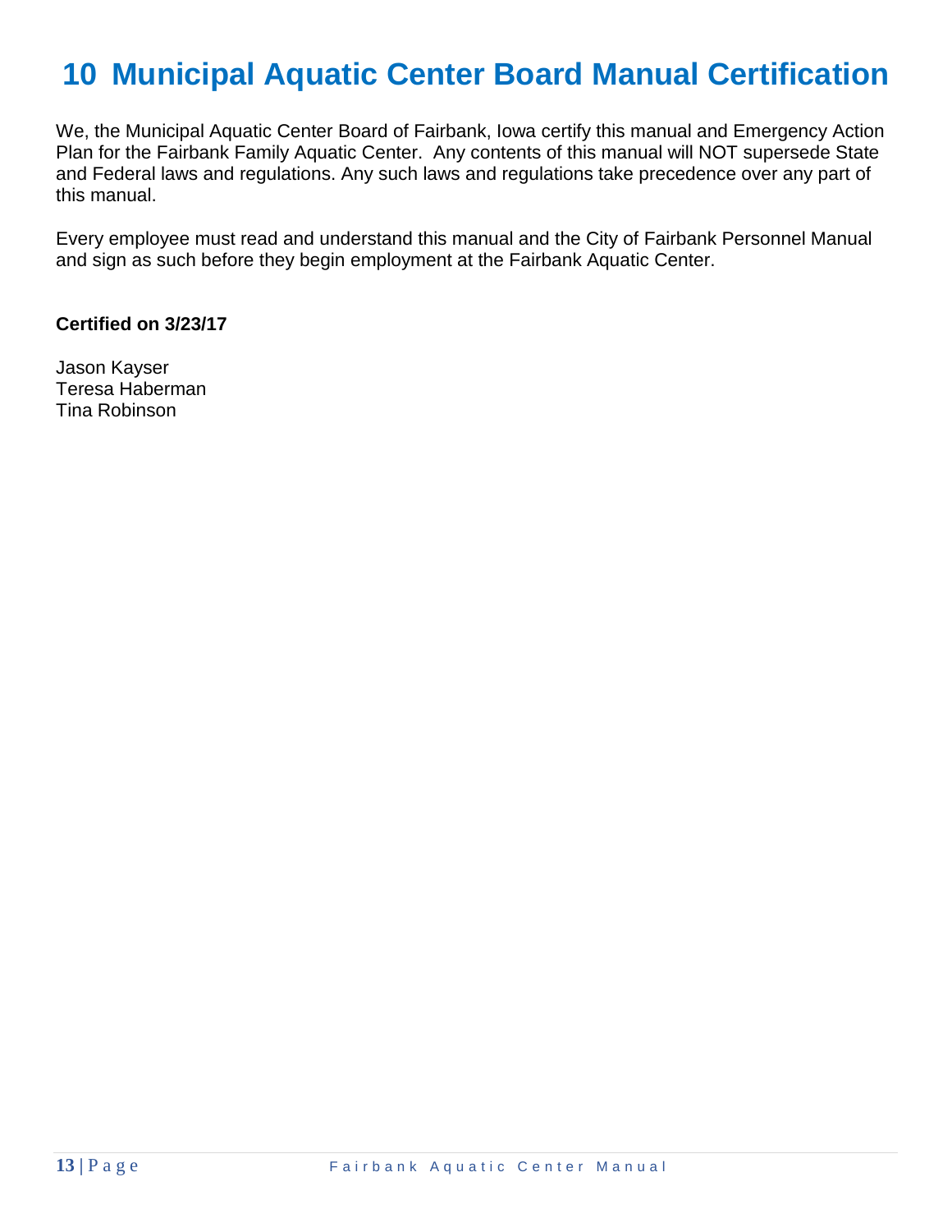# 10 Municipal Aquatic Center Board Manual Certification

We, the Municipal Aquatic Center Board of Fairbank, Iowa certify this manual and Emergency Action Plan for the Fairbank Family Aquatic Center. Any contents of this manual will NOT supersede State and Federal laws and regulations. Any such laws and regulations take precedence over any part of this manual.

Every employee must read and understand this manual and the City of Fairbank Personnel Manual and sign as such before they begin employment at the Fairbank Aquatic Center.

**Certified on 3/23/17**

Jason Kayser
Teresa Haberman
Tina Robinson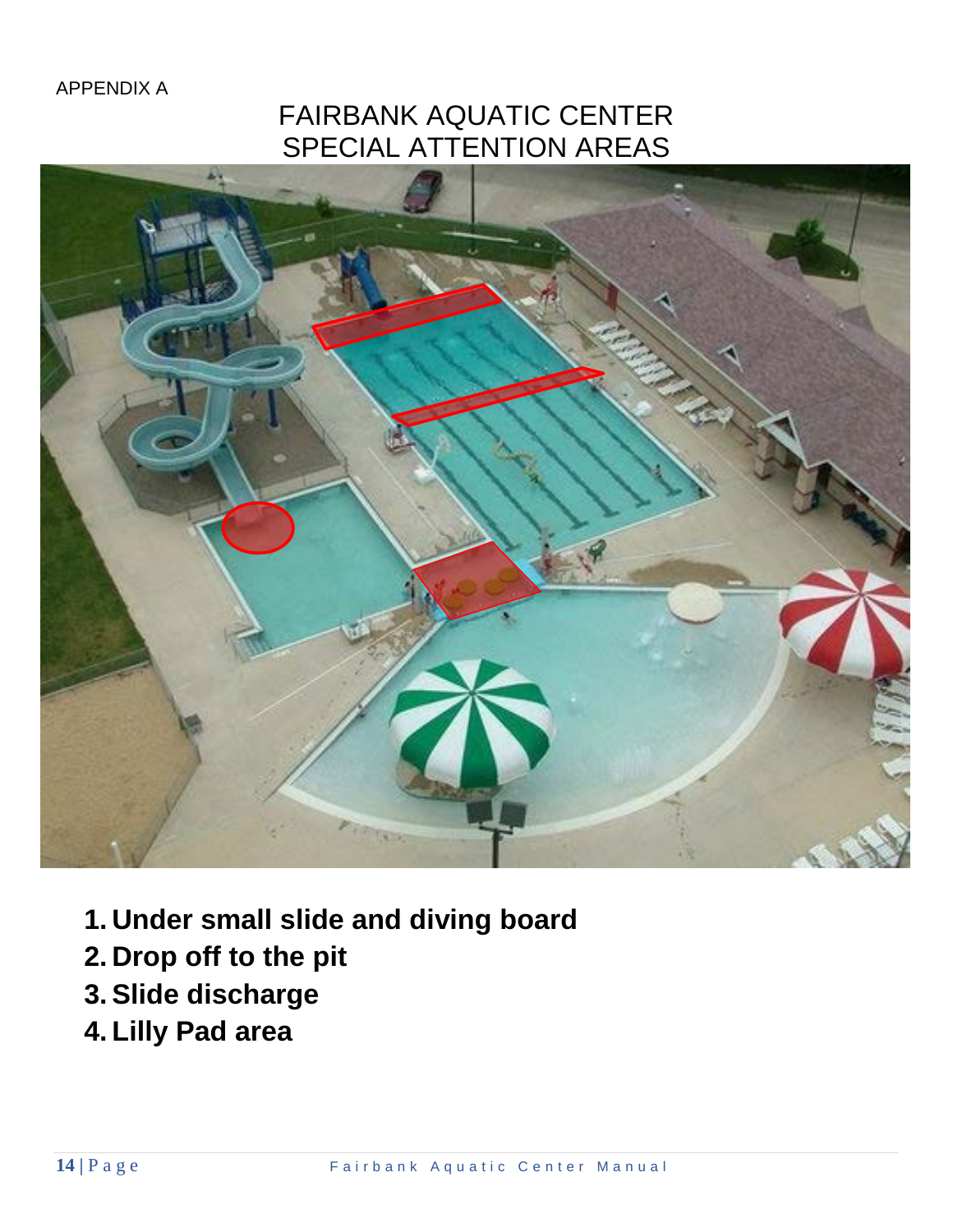APPENDIX A

# FAIRBANK AQUATIC CENTER
# SPECIAL ATTENTION AREAS

1. **Under small slide and diving board**
2. **Drop off to the pit**
3. **Slide discharge**
4. **Lilly Pad area**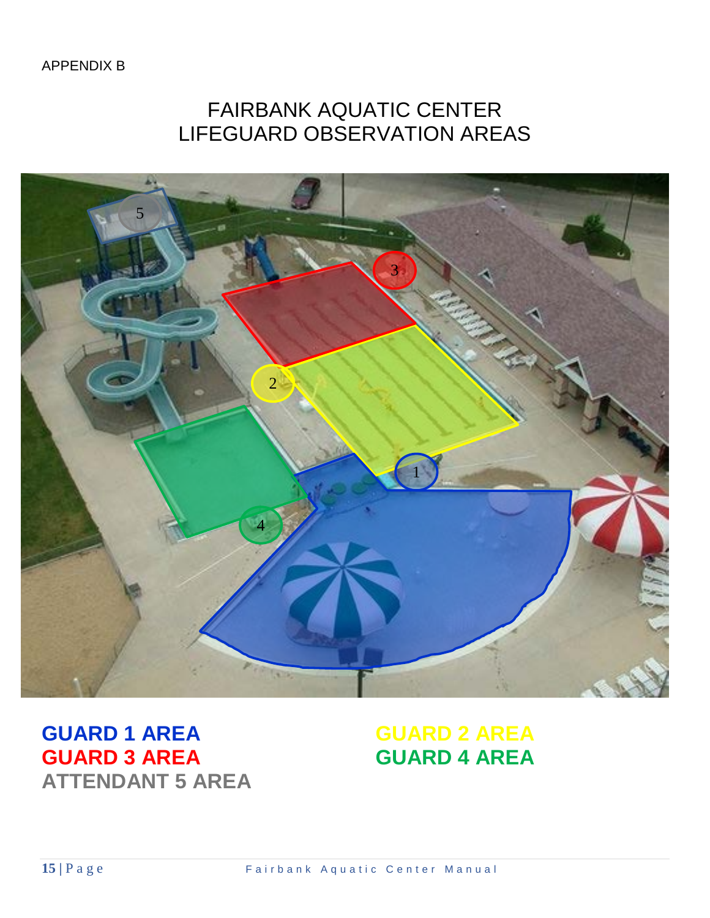APPENDIX B

# FAIRBANK AQUATIC CENTER
# LIFEGUARD OBSERVATION AREAS

**GUARD 1 AREA**
**GUARD 2 AREA**
**GUARD 3 AREA**
**GUARD 4 AREA**
**ATTENDANT 5 AREA**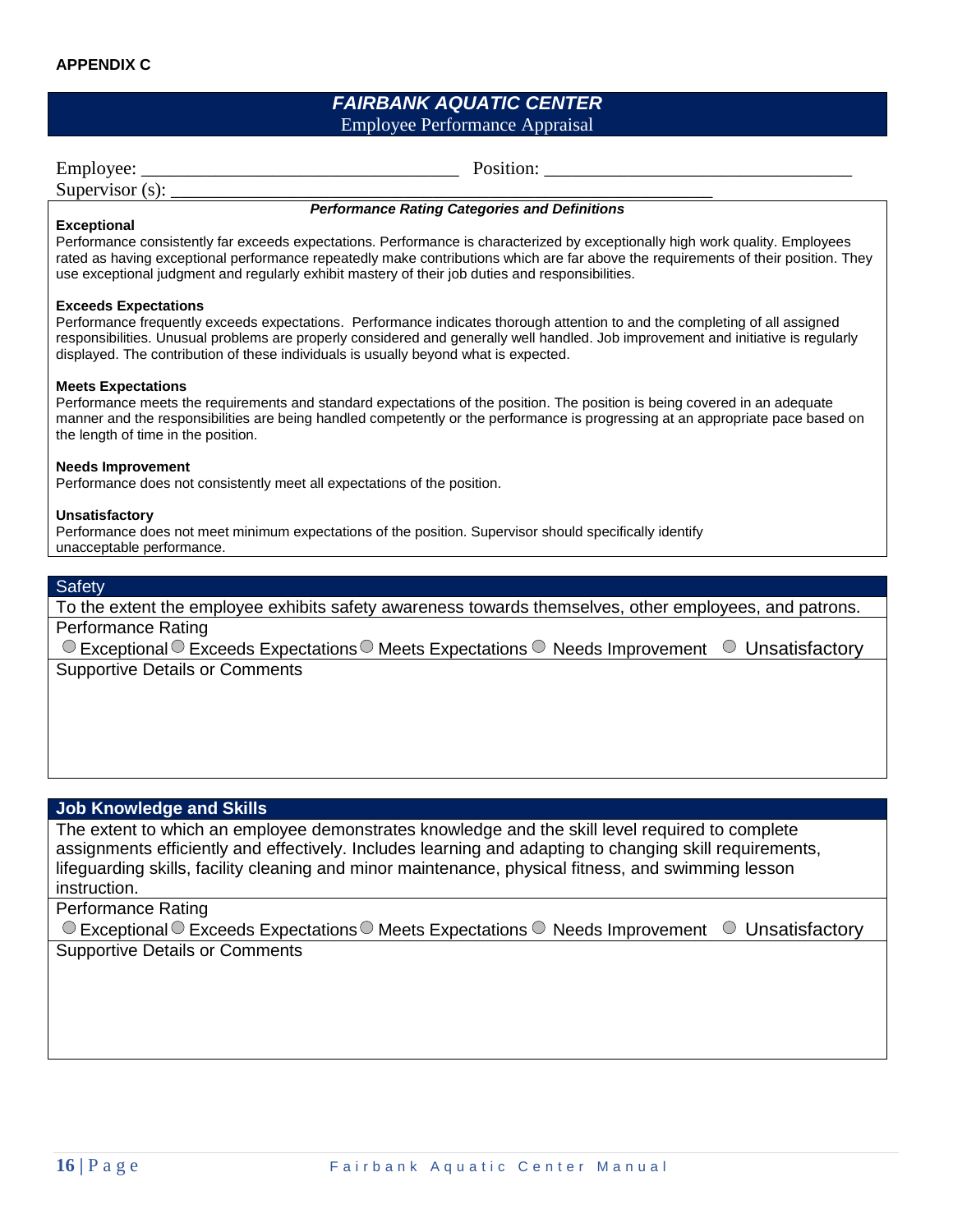**APPENDIX C**

## *FAIRBANK AQUATIC CENTER*

Employee Performance Appraisal

Employee: ___________________________________ Position: _________________________________

Supervisor (s): ____________________________________________________________

***Performance Rating Categories and Definitions***

**Exceptional**

Performance consistently far exceeds expectations. Performance is characterized by exceptionally high work quality. Employees rated as having exceptional performance repeatedly make contributions which are far above the requirements of their position. They use exceptional judgment and regularly exhibit mastery of their job duties and responsibilities.

**Exceeds Expectations**

Performance frequently exceeds expectations. Performance indicates thorough attention to and the completing of all assigned responsibilities. Unusual problems are properly considered and generally well handled. Job improvement and initiative is regularly displayed. The contribution of these individuals is usually beyond what is expected.

**Meets Expectations**

Performance meets the requirements and standard expectations of the position. The position is being covered in an adequate manner and the responsibilities are being handled competently or the performance is progressing at an appropriate pace based on the length of time in the position.

**Needs Improvement**

Performance does not consistently meet all expectations of the position.

**Unsatisfactory**

Performance does not meet minimum expectations of the position. Supervisor should specifically identify unacceptable performance.

### Safety

To the extent the employee exhibits safety awareness towards themselves, other employees, and patrons.

Performance Rating

○ Exceptional ○ Exceeds Expectations ○ Meets Expectations ○ Needs Improvement ○ Unsatisfactory

Supportive Details or Comments

### Job Knowledge and Skills

The extent to which an employee demonstrates knowledge and the skill level required to complete assignments efficiently and effectively. Includes learning and adapting to changing skill requirements, lifeguarding skills, facility cleaning and minor maintenance, physical fitness, and swimming lesson instruction.

Performance Rating

○ Exceptional ○ Exceeds Expectations ○ Meets Expectations ○ Needs Improvement ○ Unsatisfactory

Supportive Details or Comments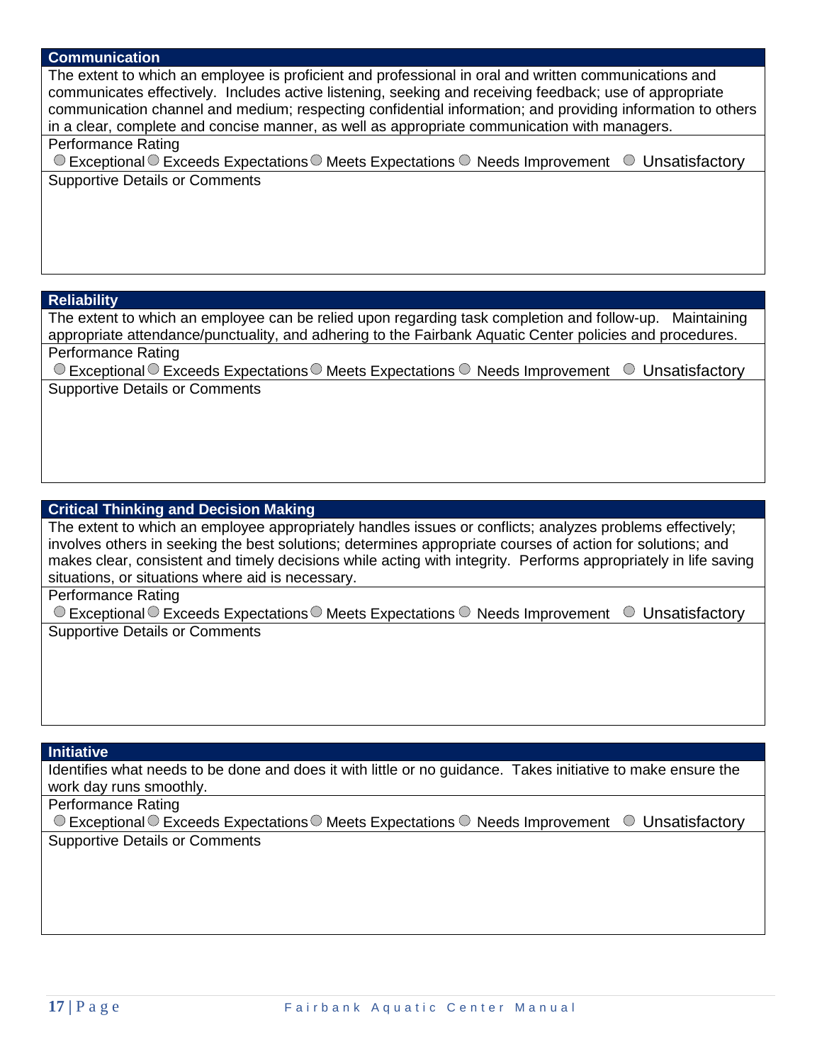## Communication

The extent to which an employee is proficient and professional in oral and written communications and communicates effectively. Includes active listening, seeking and receiving feedback; use of appropriate communication channel and medium; respecting confidential information; and providing information to others in a clear, complete and concise manner, as well as appropriate communication with managers.

Performance Rating

○ Exceptional ○ Exceeds Expectations ○ Meets Expectations ○ Needs Improvement ○ Unsatisfactory

Supportive Details or Comments

## Reliability

The extent to which an employee can be relied upon regarding task completion and follow-up. Maintaining appropriate attendance/punctuality, and adhering to the Fairbank Aquatic Center policies and procedures.

Performance Rating

○ Exceptional ○ Exceeds Expectations ○ Meets Expectations ○ Needs Improvement ○ Unsatisfactory

Supportive Details or Comments

## Critical Thinking and Decision Making

The extent to which an employee appropriately handles issues or conflicts; analyzes problems effectively; involves others in seeking the best solutions; determines appropriate courses of action for solutions; and makes clear, consistent and timely decisions while acting with integrity. Performs appropriately in life saving situations, or situations where aid is necessary.

Performance Rating

○ Exceptional ○ Exceeds Expectations ○ Meets Expectations ○ Needs Improvement ○ Unsatisfactory

Supportive Details or Comments

## Initiative

Identifies what needs to be done and does it with little or no guidance. Takes initiative to make ensure the work day runs smoothly.

Performance Rating

○ Exceptional ○ Exceeds Expectations ○ Meets Expectations ○ Needs Improvement ○ Unsatisfactory

Supportive Details or Comments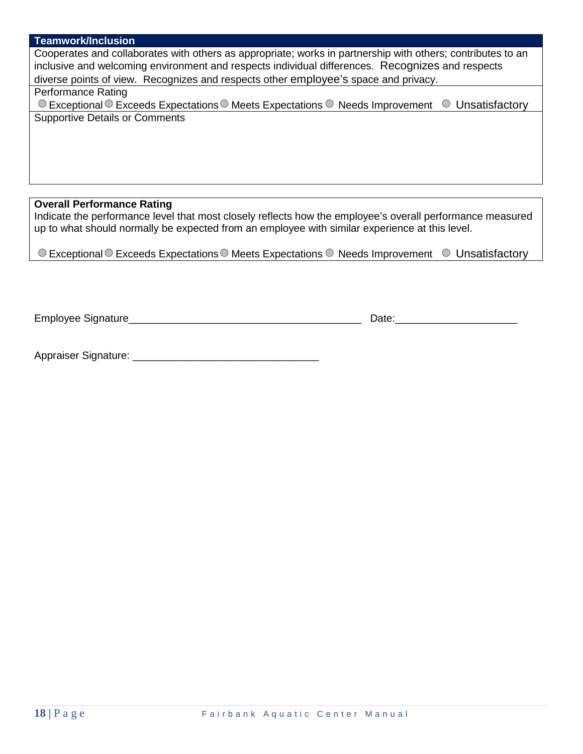| Teamwork/Inclusion |
|---|
| Cooperates and collaborates with others as appropriate; works in partnership with others; contributes to an inclusive and welcoming environment and respects individual differences. Recognizes and respects diverse points of view. Recognizes and respects other employee's space and privacy. |
| Performance Rating<br>○ Exceptional ○ Exceeds Expectations ○ Meets Expectations ○ Needs Improvement ○ Unsatisfactory |
| Supportive Details or Comments |

**Overall Performance Rating**

Indicate the performance level that most closely reflects how the employee's overall performance measured up to what should normally be expected from an employee with similar experience at this level.

○ Exceptional ○ Exceeds Expectations ○ Meets Expectations ○ Needs Improvement ○ Unsatisfactory

Employee Signature_________________________________________ Date:_____________________

Appraiser Signature: ________________________________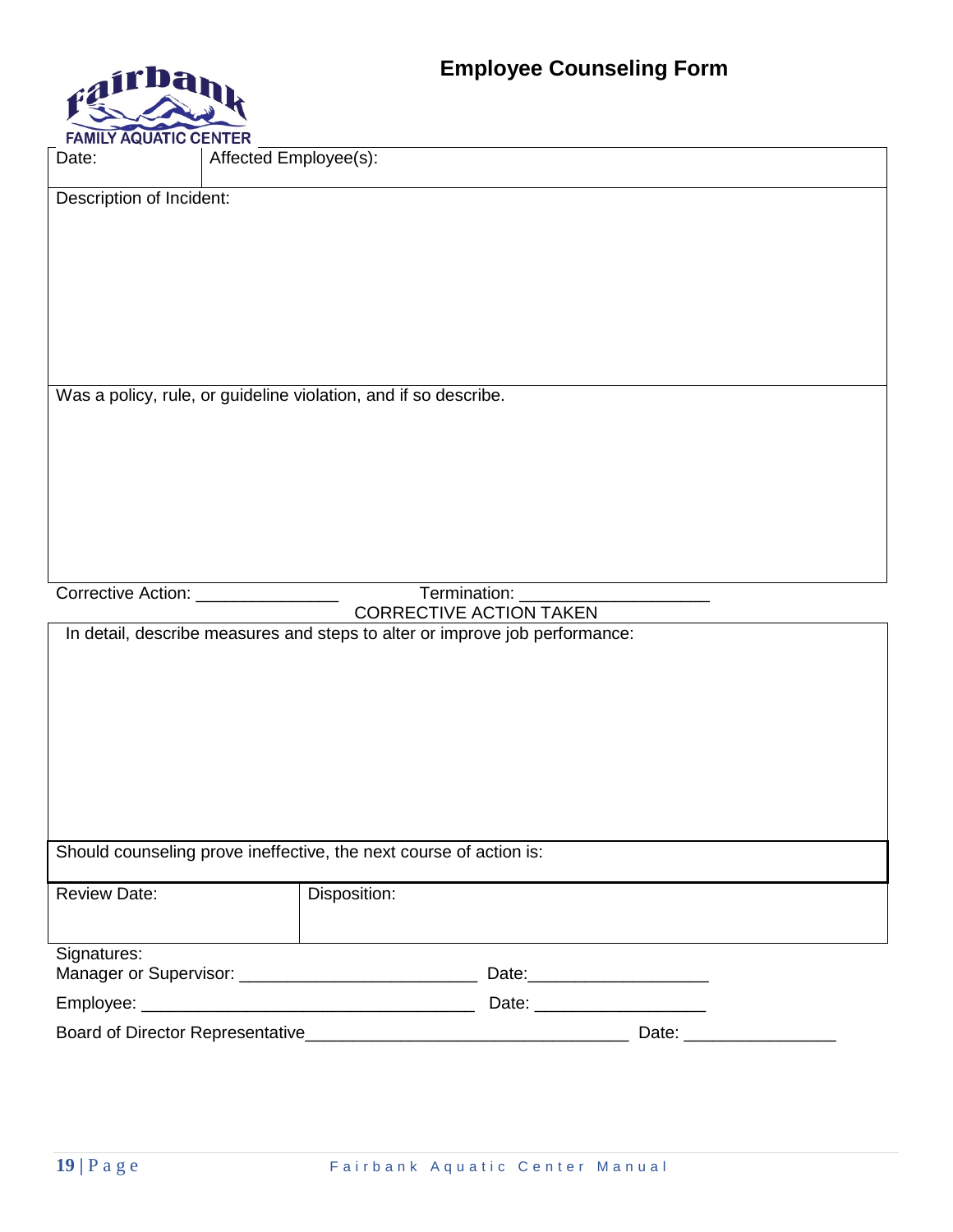FAMILY AQUATIC CENTER

# Employee Counseling Form

| Date: | Affected Employee(s): |
|---|---|

Description of Incident:

Was a policy, rule, or guideline violation, and if so describe.

Corrective Action: _______________ Termination: ___________________

CORRECTIVE ACTION TAKEN

In detail, describe measures and steps to alter or improve job performance:

Should counseling prove ineffective, the next course of action is:

| Review Date: | Disposition: |
|---|---|

Signatures:

Manager or Supervisor: _________________________ Date:___________________

Employee: ___________________________________ Date: __________________

Board of Director Representative_________________________________ Date: ________________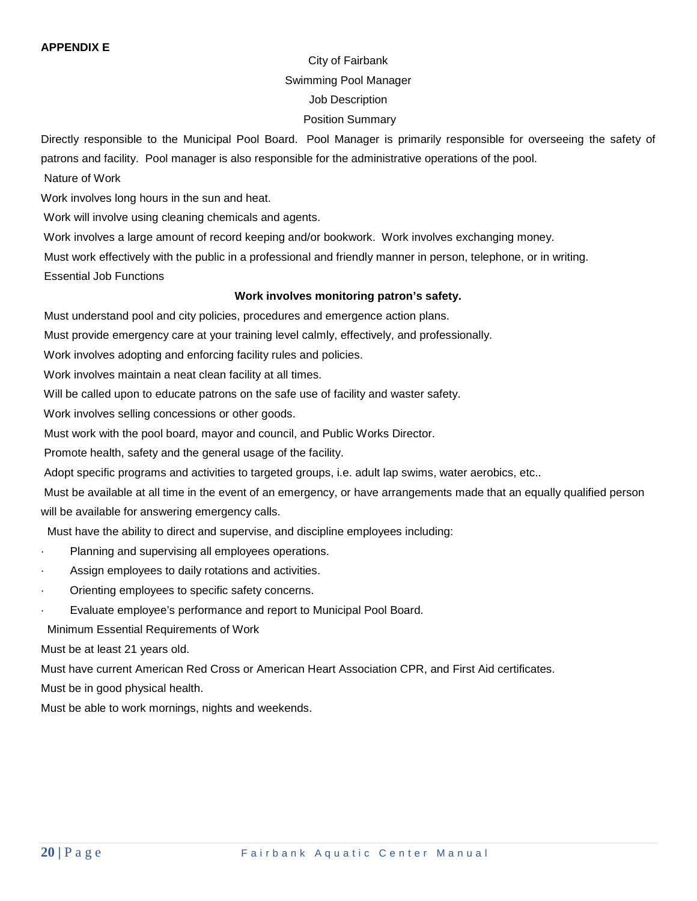**APPENDIX E**

City of Fairbank

Swimming Pool Manager

Job Description

Position Summary

Directly responsible to the Municipal Pool Board. Pool Manager is primarily responsible for overseeing the safety of patrons and facility. Pool manager is also responsible for the administrative operations of the pool.

Nature of Work

Work involves long hours in the sun and heat.

Work will involve using cleaning chemicals and agents.

Work involves a large amount of record keeping and/or bookwork. Work involves exchanging money.

Must work effectively with the public in a professional and friendly manner in person, telephone, or in writing.

Essential Job Functions

**Work involves monitoring patron's safety.**

Must understand pool and city policies, procedures and emergence action plans.

Must provide emergency care at your training level calmly, effectively, and professionally.

Work involves adopting and enforcing facility rules and policies.

Work involves maintain a neat clean facility at all times.

Will be called upon to educate patrons on the safe use of facility and waster safety.

Work involves selling concessions or other goods.

Must work with the pool board, mayor and council, and Public Works Director.

Promote health, safety and the general usage of the facility.

Adopt specific programs and activities to targeted groups, i.e. adult lap swims, water aerobics, etc..

Must be available at all time in the event of an emergency, or have arrangements made that an equally qualified person will be available for answering emergency calls.

Must have the ability to direct and supervise, and discipline employees including:

- Planning and supervising all employees operations.
- Assign employees to daily rotations and activities.
- Orienting employees to specific safety concerns.
- Evaluate employee's performance and report to Municipal Pool Board.

Minimum Essential Requirements of Work

Must be at least 21 years old.

Must have current American Red Cross or American Heart Association CPR, and First Aid certificates.

Must be in good physical health.

Must be able to work mornings, nights and weekends.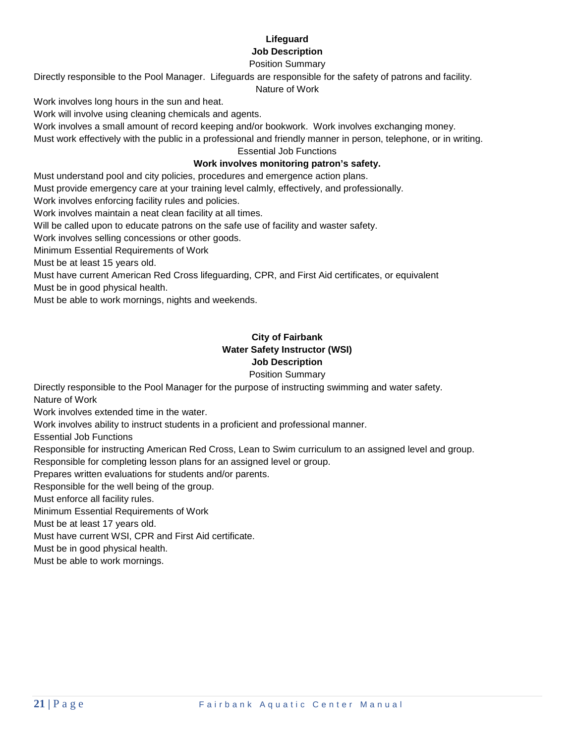## Lifeguard

### Job Description

Position Summary

Directly responsible to the Pool Manager. Lifeguards are responsible for the safety of patrons and facility.

Nature of Work

Work involves long hours in the sun and heat.

Work will involve using cleaning chemicals and agents.

Work involves a small amount of record keeping and/or bookwork. Work involves exchanging money.

Must work effectively with the public in a professional and friendly manner in person, telephone, or in writing.

Essential Job Functions

**Work involves monitoring patron's safety.**

Must understand pool and city policies, procedures and emergence action plans.

Must provide emergency care at your training level calmly, effectively, and professionally.

Work involves enforcing facility rules and policies.

Work involves maintain a neat clean facility at all times.

Will be called upon to educate patrons on the safe use of facility and waster safety.

Work involves selling concessions or other goods.

Minimum Essential Requirements of Work

Must be at least 15 years old.

Must have current American Red Cross lifeguarding, CPR, and First Aid certificates, or equivalent

Must be in good physical health.

Must be able to work mornings, nights and weekends.

## City of Fairbank

## Water Safety Instructor (WSI)

### Job Description

Position Summary

Directly responsible to the Pool Manager for the purpose of instructing swimming and water safety.

Nature of Work

Work involves extended time in the water.

Work involves ability to instruct students in a proficient and professional manner.

Essential Job Functions

Responsible for instructing American Red Cross, Lean to Swim curriculum to an assigned level and group.

Responsible for completing lesson plans for an assigned level or group.

Prepares written evaluations for students and/or parents.

Responsible for the well being of the group.

Must enforce all facility rules.

Minimum Essential Requirements of Work

Must be at least 17 years old.

Must have current WSI, CPR and First Aid certificate.

Must be in good physical health.

Must be able to work mornings.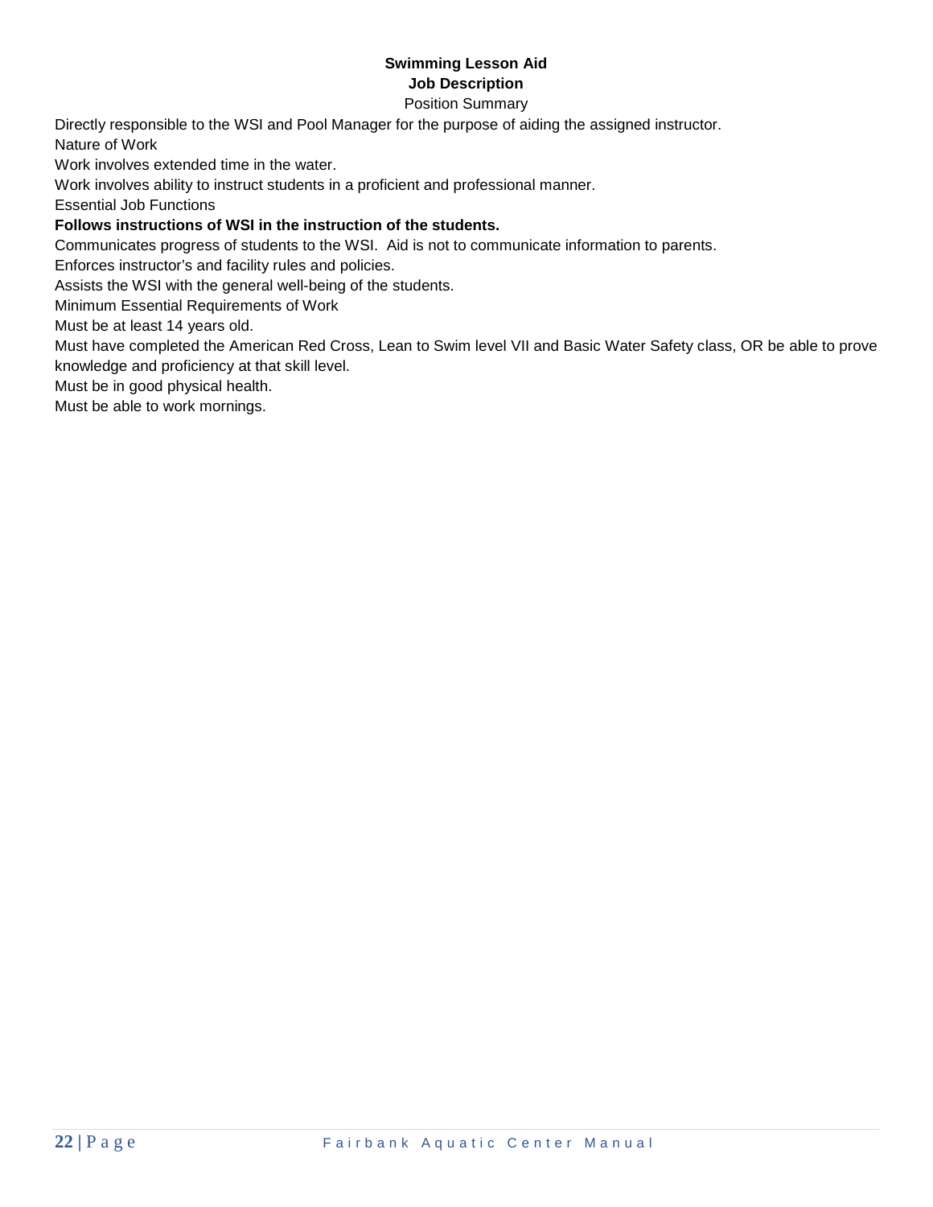**Swimming Lesson Aid**

**Job Description**

Position Summary

Directly responsible to the WSI and Pool Manager for the purpose of aiding the assigned instructor.

Nature of Work

Work involves extended time in the water.

Work involves ability to instruct students in a proficient and professional manner.

Essential Job Functions

**Follows instructions of WSI in the instruction of the students.**

Communicates progress of students to the WSI. Aid is not to communicate information to parents.

Enforces instructor's and facility rules and policies.

Assists the WSI with the general well-being of the students.

Minimum Essential Requirements of Work

Must be at least 14 years old.

Must have completed the American Red Cross, Lean to Swim level VII and Basic Water Safety class, OR be able to prove knowledge and proficiency at that skill level.

Must be in good physical health.

Must be able to work mornings.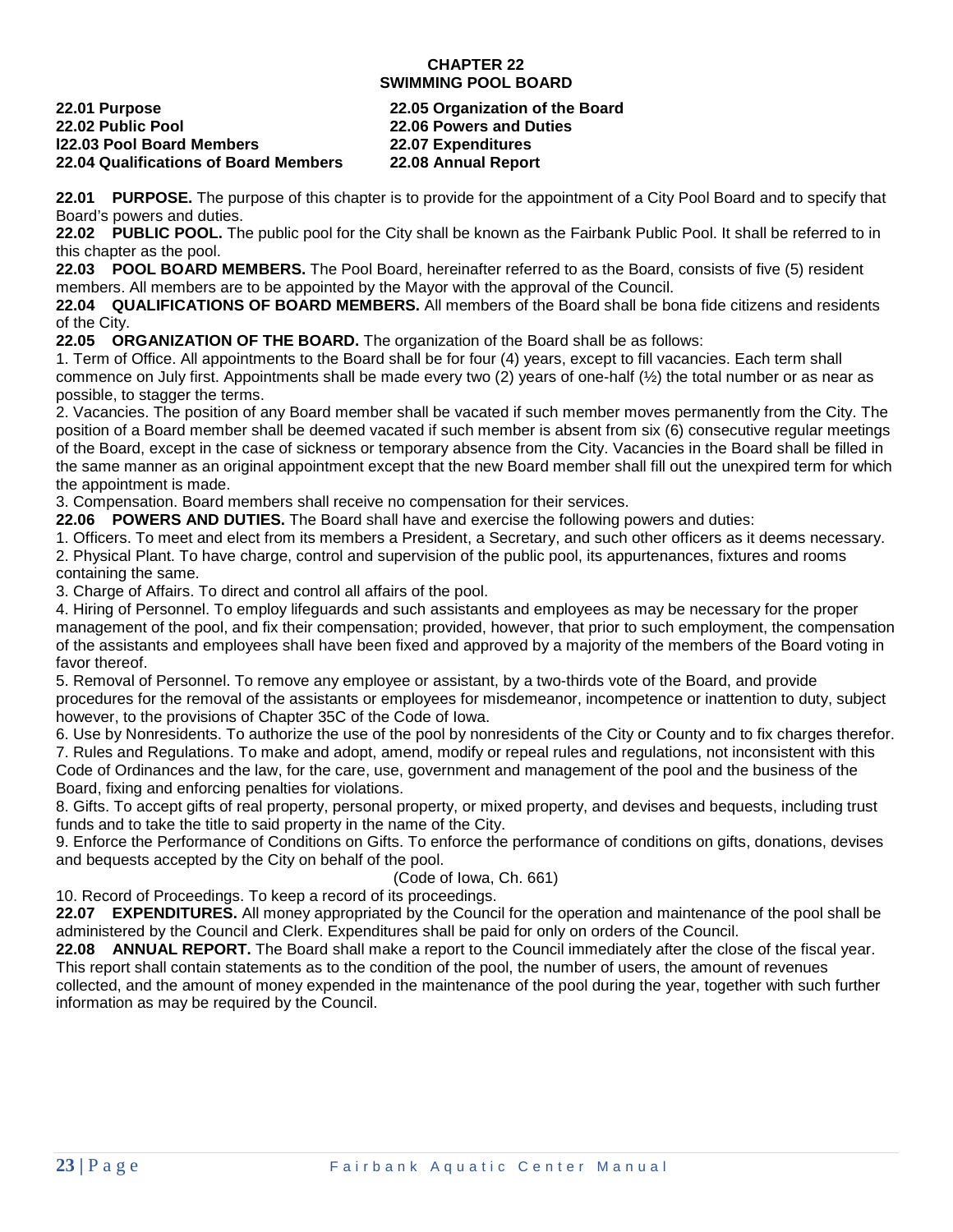# CHAPTER 22
# SWIMMING POOL BOARD

**22.01 Purpose**
**22.02 Public Pool**
**I22.03 Pool Board Members**
**22.04 Qualifications of Board Members**
**22.05 Organization of the Board**
**22.06 Powers and Duties**
**22.07 Expenditures**
**22.08 Annual Report**

**22.01 PURPOSE.** The purpose of this chapter is to provide for the appointment of a City Pool Board and to specify that Board's powers and duties.

**22.02 PUBLIC POOL.** The public pool for the City shall be known as the Fairbank Public Pool. It shall be referred to in this chapter as the pool.

**22.03 POOL BOARD MEMBERS.** The Pool Board, hereinafter referred to as the Board, consists of five (5) resident members. All members are to be appointed by the Mayor with the approval of the Council.

**22.04 QUALIFICATIONS OF BOARD MEMBERS.** All members of the Board shall be bona fide citizens and residents of the City.

**22.05 ORGANIZATION OF THE BOARD.** The organization of the Board shall be as follows:

1. Term of Office. All appointments to the Board shall be for four (4) years, except to fill vacancies. Each term shall commence on July first. Appointments shall be made every two (2) years of one-half (½) the total number or as near as possible, to stagger the terms.
2. Vacancies. The position of any Board member shall be vacated if such member moves permanently from the City. The position of a Board member shall be deemed vacated if such member is absent from six (6) consecutive regular meetings of the Board, except in the case of sickness or temporary absence from the City. Vacancies in the Board shall be filled in the same manner as an original appointment except that the new Board member shall fill out the unexpired term for which the appointment is made.
3. Compensation. Board members shall receive no compensation for their services.

**22.06 POWERS AND DUTIES.** The Board shall have and exercise the following powers and duties:

1. Officers. To meet and elect from its members a President, a Secretary, and such other officers as it deems necessary.
2. Physical Plant. To have charge, control and supervision of the public pool, its appurtenances, fixtures and rooms containing the same.
3. Charge of Affairs. To direct and control all affairs of the pool.
4. Hiring of Personnel. To employ lifeguards and such assistants and employees as may be necessary for the proper management of the pool, and fix their compensation; provided, however, that prior to such employment, the compensation of the assistants and employees shall have been fixed and approved by a majority of the members of the Board voting in favor thereof.
5. Removal of Personnel. To remove any employee or assistant, by a two-thirds vote of the Board, and provide procedures for the removal of the assistants or employees for misdemeanor, incompetence or inattention to duty, subject however, to the provisions of Chapter 35C of the Code of Iowa.
6. Use by Nonresidents. To authorize the use of the pool by nonresidents of the City or County and to fix charges therefor.
7. Rules and Regulations. To make and adopt, amend, modify or repeal rules and regulations, not inconsistent with this Code of Ordinances and the law, for the care, use, government and management of the pool and the business of the Board, fixing and enforcing penalties for violations.
8. Gifts. To accept gifts of real property, personal property, or mixed property, and devises and bequests, including trust funds and to take the title to said property in the name of the City.
9. Enforce the Performance of Conditions on Gifts. To enforce the performance of conditions on gifts, donations, devises and bequests accepted by the City on behalf of the pool.

(Code of Iowa, Ch. 661)

10. Record of Proceedings. To keep a record of its proceedings.

**22.07 EXPENDITURES.** All money appropriated by the Council for the operation and maintenance of the pool shall be administered by the Council and Clerk. Expenditures shall be paid for only on orders of the Council.

**22.08 ANNUAL REPORT.** The Board shall make a report to the Council immediately after the close of the fiscal year. This report shall contain statements as to the condition of the pool, the number of users, the amount of revenues collected, and the amount of money expended in the maintenance of the pool during the year, together with such further information as may be required by the Council.